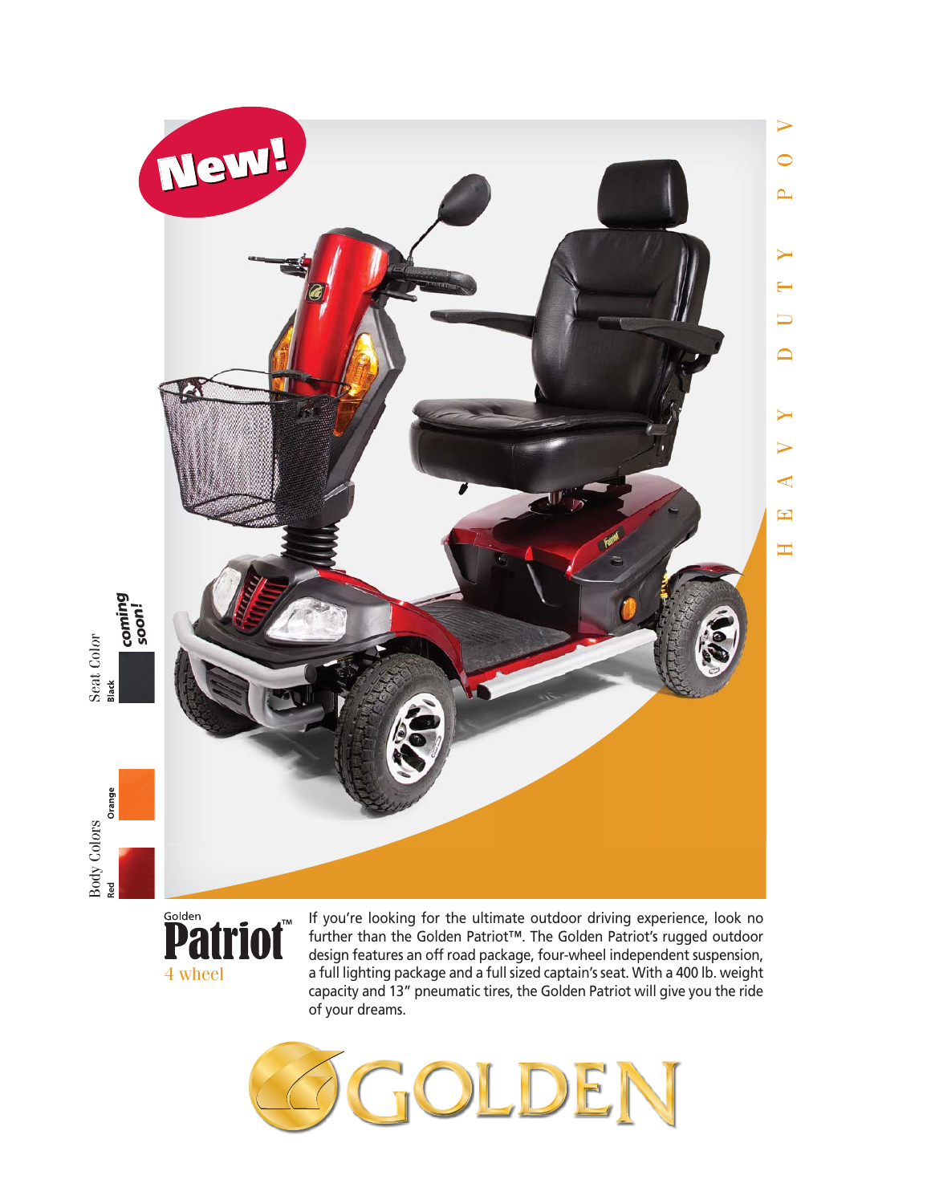New!

HEAVY DUTY POW

Body Colors

Red

Orange

Seat Color

Black

*coming soon!*

Golden

# Patriot™

4 wheel

If you're looking for the ultimate outdoor driving experience, look no further than the Golden Patriot™. The Golden Patriot's rugged outdoor design features an off road package, four-wheel independent suspension, a full lighting package and a full sized captain's seat. With a 400 lb. weight capacity and 13" pneumatic tires, the Golden Patriot will give you the ride of your dreams.

GOLDEN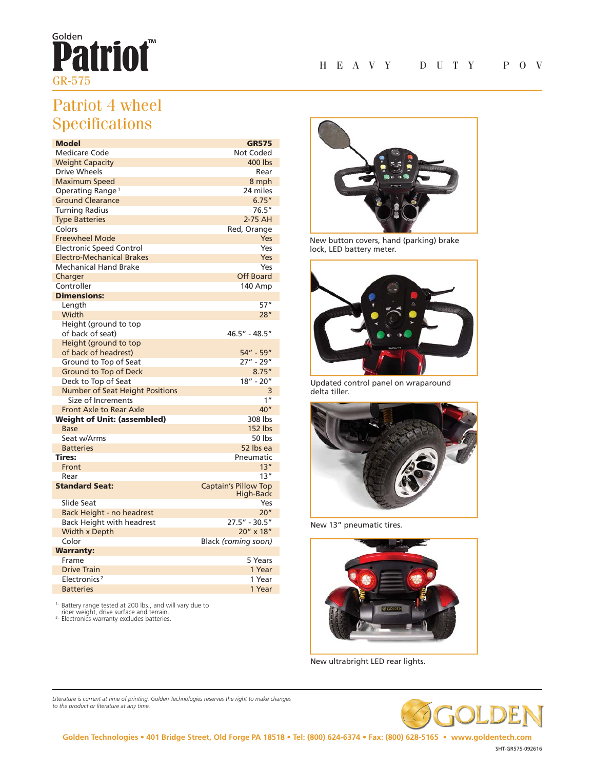Golden

# Patriot™

GR-575

HEAVY DUTY POV

## Patriot 4 wheel Specifications

| **Model** | **GR575** |
|---|---|
| Medicare Code | Not Coded |
| Weight Capacity | 400 lbs |
| Drive Wheels | Rear |
| Maximum Speed | 8 mph |
| Operating Range[1] | 24 miles |
| Ground Clearance | 6.75″ |
| Turning Radius | 76.5″ |
| Type Batteries | 2-75 AH |
| Colors | Red, Orange |
| Freewheel Mode | Yes |
| Electronic Speed Control | Yes |
| Electro-Mechanical Brakes | Yes |
| Mechanical Hand Brake | Yes |
| Charger | Off Board |
| Controller | 140 Amp |
| **Dimensions:** | |
| Length | 57″ |
| Width | 28″ |
| Height (ground to top of back of seat) | 46.5″ - 48.5″ |
| Height (ground to top of back of headrest) | 54″ - 59″ |
| Ground to Top of Seat | 27″ - 29″ |
| Ground to Top of Deck | 8.75″ |
| Deck to Top of Seat | 18″ - 20″ |
| Number of Seat Height Positions | 3 |
| Size of Increments | 1″ |
| Front Axle to Rear Axle | 40″ |
| **Weight of Unit: (assembled)** | 308 lbs |
| Base | 152 lbs |
| Seat w/Arms | 50 lbs |
| Batteries | 52 lbs ea |
| **Tires:** | Pneumatic |
| Front | 13″ |
| Rear | 13″ |
| **Standard Seat:** | Captain's Pillow Top High-Back |
| Slide Seat | Yes |
| Back Height - no headrest | 20″ |
| Back Height with headrest | 27.5″ - 30.5″ |
| Width x Depth | 20″ x 18″ |
| Color | Black *(coming soon)* |
| **Warranty:** | |
| Frame | 5 Years |
| Drive Train | 1 Year |
| Electronics[2] | 1 Year |
| Batteries | 1 Year |

1. Battery range tested at 200 lbs., and will vary due to rider weight, drive surface and terrain.
2. Electronics warranty excludes batteries.

New button covers, hand (parking) brake lock, LED battery meter.

Updated control panel on wraparound delta tiller.

New 13″ pneumatic tires.

New ultrabright LED rear lights.

*Literature is current at time of printing. Golden Technologies reserves the right to make changes to the product or literature at any time.*

GOLDEN

**Golden Technologies • 401 Bridge Street, Old Forge PA 18518 • Tel: (800) 624-6374 • Fax: (800) 628-5165 • www.goldentech.com**

SHT-GR575-092616